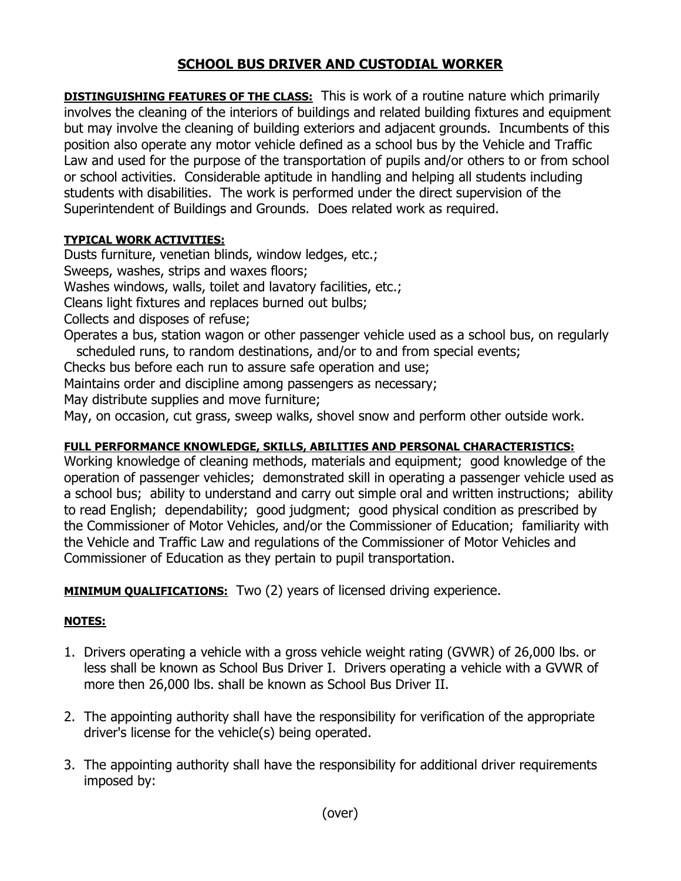# SCHOOL BUS DRIVER AND CUSTODIAL WORKER

**DISTINGUISHING FEATURES OF THE CLASS:** This is work of a routine nature which primarily involves the cleaning of the interiors of buildings and related building fixtures and equipment but may involve the cleaning of building exteriors and adjacent grounds. Incumbents of this position also operate any motor vehicle defined as a school bus by the Vehicle and Traffic Law and used for the purpose of the transportation of pupils and/or others to or from school or school activities. Considerable aptitude in handling and helping all students including students with disabilities. The work is performed under the direct supervision of the Superintendent of Buildings and Grounds. Does related work as required.

**TYPICAL WORK ACTIVITIES:**

Dusts furniture, venetian blinds, window ledges, etc.;
Sweeps, washes, strips and waxes floors;
Washes windows, walls, toilet and lavatory facilities, etc.;
Cleans light fixtures and replaces burned out bulbs;
Collects and disposes of refuse;
Operates a bus, station wagon or other passenger vehicle used as a school bus, on regularly scheduled runs, to random destinations, and/or to and from special events;
Checks bus before each run to assure safe operation and use;
Maintains order and discipline among passengers as necessary;
May distribute supplies and move furniture;
May, on occasion, cut grass, sweep walks, shovel snow and perform other outside work.

**FULL PERFORMANCE KNOWLEDGE, SKILLS, ABILITIES AND PERSONAL CHARACTERISTICS:**
Working knowledge of cleaning methods, materials and equipment; good knowledge of the operation of passenger vehicles; demonstrated skill in operating a passenger vehicle used as a school bus; ability to understand and carry out simple oral and written instructions; ability to read English; dependability; good judgment; good physical condition as prescribed by the Commissioner of Motor Vehicles, and/or the Commissioner of Education; familiarity with the Vehicle and Traffic Law and regulations of the Commissioner of Motor Vehicles and Commissioner of Education as they pertain to pupil transportation.

**MINIMUM QUALIFICATIONS:** Two (2) years of licensed driving experience.

**NOTES:**

1. Drivers operating a vehicle with a gross vehicle weight rating (GVWR) of 26,000 lbs. or less shall be known as School Bus Driver I. Drivers operating a vehicle with a GVWR of more then 26,000 lbs. shall be known as School Bus Driver II.

2. The appointing authority shall have the responsibility for verification of the appropriate driver's license for the vehicle(s) being operated.

3. The appointing authority shall have the responsibility for additional driver requirements imposed by:

(over)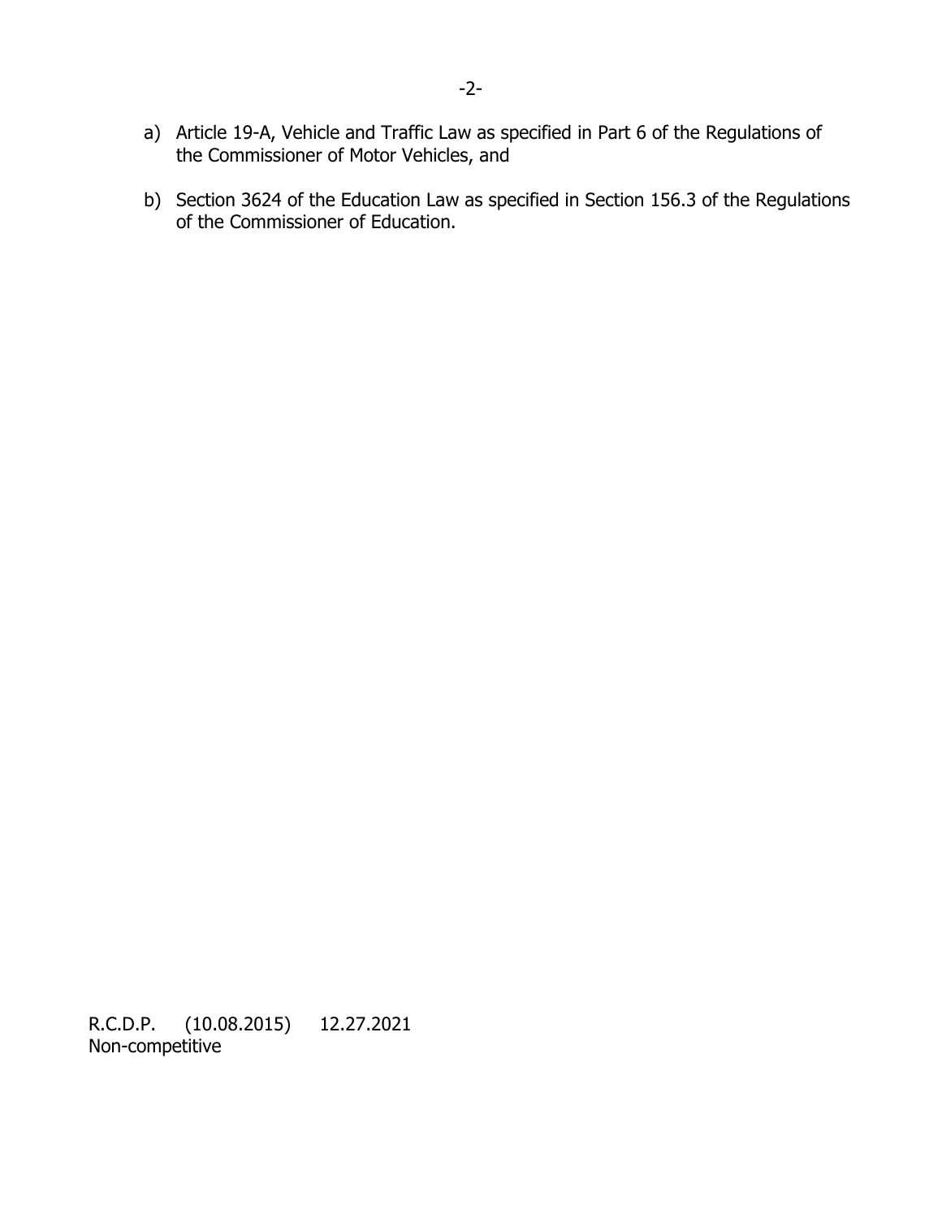a) Article 19-A, Vehicle and Traffic Law as specified in Part 6 of the Regulations of the Commissioner of Motor Vehicles, and

b) Section 3624 of the Education Law as specified in Section 156.3 of the Regulations of the Commissioner of Education.

R.C.D.P. (10.08.2015) 12.27.2021
Non-competitive